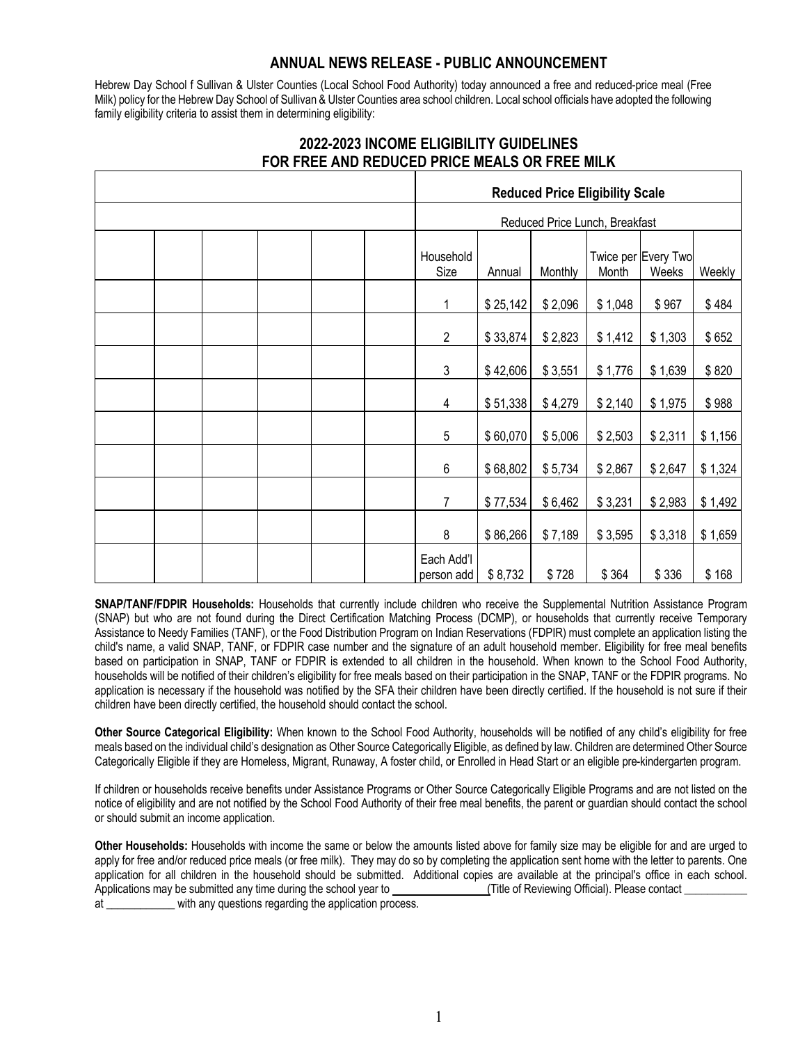## ANNUAL NEWS RELEASE - PUBLIC ANNOUNCEMENT

Hebrew Day School f Sullivan & Ulster Counties (Local School Food Authority) today announced a free and reduced-price meal (Free Milk) policy for the Hebrew Day School of Sullivan & Ulster Counties area school children. Local school officials have adopted the following family eligibility criteria to assist them in determining eligibility:

## 2022-2023 INCOME ELIGIBILITY GUIDELINES FOR FREE AND REDUCED PRICE MEALS OR FREE MILK

| | | | | | **Reduced Price Eligibility Scale** | | | | | |
|---|---|---|---|---|---|---|---|---|---|---|
| | | | | | Reduced Price Lunch, Breakfast | | | | | |
| | | | | | Household Size | Annual | Monthly | Twice per Month | Every Two Weeks | Weekly |
| | | | | | 1 | $ 25,142 | $ 2,096 | $ 1,048 | $ 967 | $ 484 |
| | | | | | 2 | $ 33,874 | $ 2,823 | $ 1,412 | $ 1,303 | $ 652 |
| | | | | | 3 | $ 42,606 | $ 3,551 | $ 1,776 | $ 1,639 | $ 820 |
| | | | | | 4 | $ 51,338 | $ 4,279 | $ 2,140 | $ 1,975 | $ 988 |
| | | | | | 5 | $ 60,070 | $ 5,006 | $ 2,503 | $ 2,311 | $ 1,156 |
| | | | | | 6 | $ 68,802 | $ 5,734 | $ 2,867 | $ 2,647 | $ 1,324 |
| | | | | | 7 | $ 77,534 | $ 6,462 | $ 3,231 | $ 2,983 | $ 1,492 |
| | | | | | 8 | $ 86,266 | $ 7,189 | $ 3,595 | $ 3,318 | $ 1,659 |
| | | | | | Each Add'l person add | $ 8,732 | $ 728 | $ 364 | $ 336 | $ 168 |

**SNAP/TANF/FDPIR Households:** Households that currently include children who receive the Supplemental Nutrition Assistance Program (SNAP) but who are not found during the Direct Certification Matching Process (DCMP), or households that currently receive Temporary Assistance to Needy Families (TANF), or the Food Distribution Program on Indian Reservations (FDPIR) must complete an application listing the child's name, a valid SNAP, TANF, or FDPIR case number and the signature of an adult household member. Eligibility for free meal benefits based on participation in SNAP, TANF or FDPIR is extended to all children in the household. When known to the School Food Authority, households will be notified of their children's eligibility for free meals based on their participation in the SNAP, TANF or the FDPIR programs. No application is necessary if the household was notified by the SFA their children have been directly certified. If the household is not sure if their children have been directly certified, the household should contact the school.

**Other Source Categorical Eligibility:** When known to the School Food Authority, households will be notified of any child's eligibility for free meals based on the individual child's designation as Other Source Categorically Eligible, as defined by law. Children are determined Other Source Categorically Eligible if they are Homeless, Migrant, Runaway, A foster child, or Enrolled in Head Start or an eligible pre-kindergarten program.

If children or households receive benefits under Assistance Programs or Other Source Categorically Eligible Programs and are not listed on the notice of eligibility and are not notified by the School Food Authority of their free meal benefits, the parent or guardian should contact the school or should submit an income application.

**Other Households:** Households with income the same or below the amounts listed above for family size may be eligible for and are urged to apply for free and/or reduced price meals (or free milk). They may do so by completing the application sent home with the letter to parents. One application for all children in the household should be submitted. Additional copies are available at the principal's office in each school. Applications may be submitted any time during the school year to ________________(Title of Reviewing Official). Please contact ___________ at ____________ with any questions regarding the application process.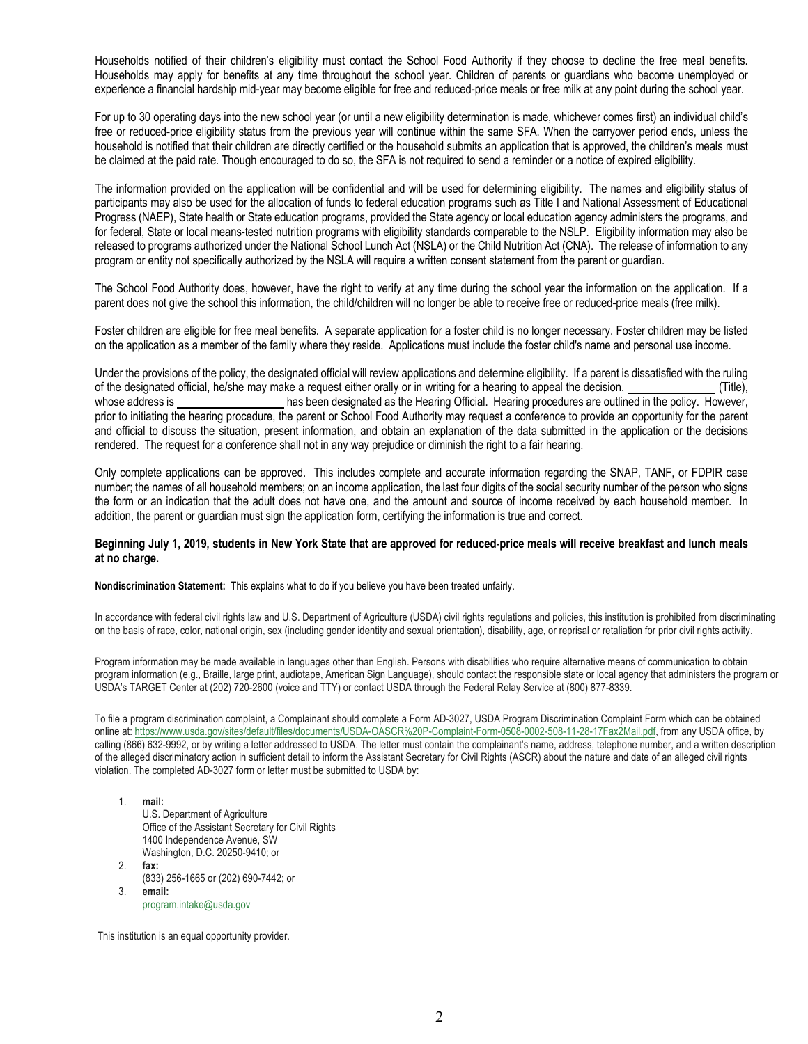Households notified of their children's eligibility must contact the School Food Authority if they choose to decline the free meal benefits. Households may apply for benefits at any time throughout the school year. Children of parents or guardians who become unemployed or experience a financial hardship mid-year may become eligible for free and reduced-price meals or free milk at any point during the school year.

For up to 30 operating days into the new school year (or until a new eligibility determination is made, whichever comes first) an individual child's free or reduced-price eligibility status from the previous year will continue within the same SFA. When the carryover period ends, unless the household is notified that their children are directly certified or the household submits an application that is approved, the children's meals must be claimed at the paid rate. Though encouraged to do so, the SFA is not required to send a reminder or a notice of expired eligibility.

The information provided on the application will be confidential and will be used for determining eligibility. The names and eligibility status of participants may also be used for the allocation of funds to federal education programs such as Title I and National Assessment of Educational Progress (NAEP), State health or State education programs, provided the State agency or local education agency administers the programs, and for federal, State or local means-tested nutrition programs with eligibility standards comparable to the NSLP. Eligibility information may also be released to programs authorized under the National School Lunch Act (NSLA) or the Child Nutrition Act (CNA). The release of information to any program or entity not specifically authorized by the NSLA will require a written consent statement from the parent or guardian.

The School Food Authority does, however, have the right to verify at any time during the school year the information on the application. If a parent does not give the school this information, the child/children will no longer be able to receive free or reduced-price meals (free milk).

Foster children are eligible for free meal benefits. A separate application for a foster child is no longer necessary. Foster children may be listed on the application as a member of the family where they reside. Applications must include the foster child's name and personal use income.

Under the provisions of the policy, the designated official will review applications and determine eligibility. If a parent is dissatisfied with the ruling of the designated official, he/she may make a request either orally or in writing for a hearing to appeal the decision. _______________ (Title), whose address is ___________________ has been designated as the Hearing Official. Hearing procedures are outlined in the policy. However, prior to initiating the hearing procedure, the parent or School Food Authority may request a conference to provide an opportunity for the parent and official to discuss the situation, present information, and obtain an explanation of the data submitted in the application or the decisions rendered. The request for a conference shall not in any way prejudice or diminish the right to a fair hearing.

Only complete applications can be approved. This includes complete and accurate information regarding the SNAP, TANF, or FDPIR case number; the names of all household members; on an income application, the last four digits of the social security number of the person who signs the form or an indication that the adult does not have one, and the amount and source of income received by each household member. In addition, the parent or guardian must sign the application form, certifying the information is true and correct.

**Beginning July 1, 2019, students in New York State that are approved for reduced-price meals will receive breakfast and lunch meals at no charge.**

**Nondiscrimination Statement:** This explains what to do if you believe you have been treated unfairly.

In accordance with federal civil rights law and U.S. Department of Agriculture (USDA) civil rights regulations and policies, this institution is prohibited from discriminating on the basis of race, color, national origin, sex (including gender identity and sexual orientation), disability, age, or reprisal or retaliation for prior civil rights activity.

Program information may be made available in languages other than English. Persons with disabilities who require alternative means of communication to obtain program information (e.g., Braille, large print, audiotape, American Sign Language), should contact the responsible state or local agency that administers the program or USDA's TARGET Center at (202) 720-2600 (voice and TTY) or contact USDA through the Federal Relay Service at (800) 877-8339.

To file a program discrimination complaint, a Complainant should complete a Form AD-3027, USDA Program Discrimination Complaint Form which can be obtained online at: https://www.usda.gov/sites/default/files/documents/USDA-OASCR%20P-Complaint-Form-0508-0002-508-11-28-17Fax2Mail.pdf, from any USDA office, by calling (866) 632-9992, or by writing a letter addressed to USDA. The letter must contain the complainant's name, address, telephone number, and a written description of the alleged discriminatory action in sufficient detail to inform the Assistant Secretary for Civil Rights (ASCR) about the nature and date of an alleged civil rights violation. The completed AD-3027 form or letter must be submitted to USDA by:

1. **mail:**
   U.S. Department of Agriculture
   Office of the Assistant Secretary for Civil Rights
   1400 Independence Avenue, SW
   Washington, D.C. 20250-9410; or
2. **fax:**
   (833) 256-1665 or (202) 690-7442; or
3. **email:**
   program.intake@usda.gov

This institution is an equal opportunity provider.